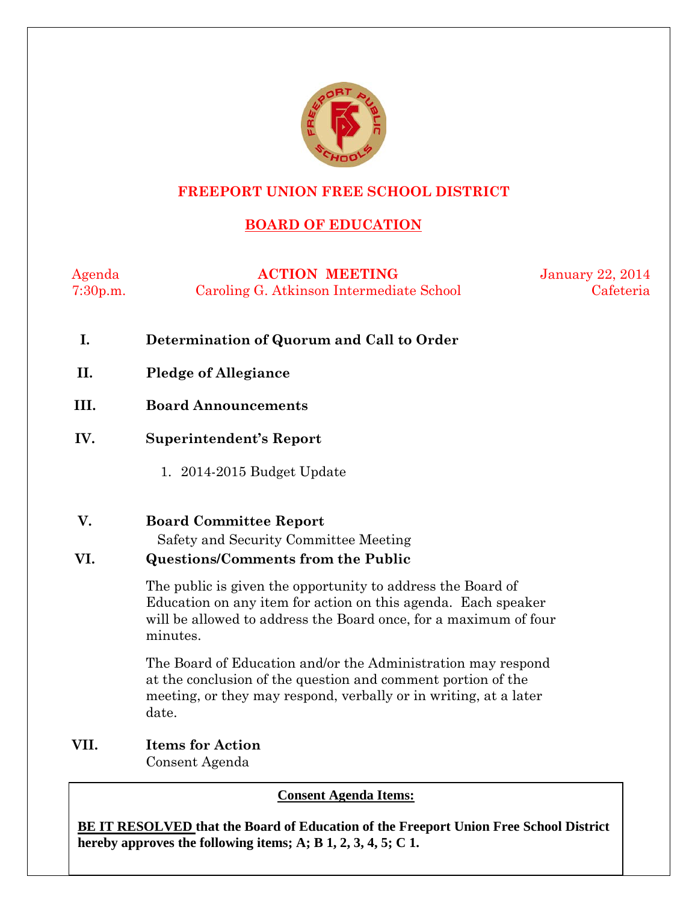# FREEPORT UNION FREE SCHOOL DISTRICT

## BOARD OF EDUCATION

Agenda | **ACTION MEETING** | January 22, 2014
7:30p.m. | Caroling G. Atkinson Intermediate School | Cafeteria

**I. Determination of Quorum and Call to Order**

**II. Pledge of Allegiance**

**III. Board Announcements**

**IV. Superintendent's Report**

1. 2014-2015 Budget Update

**V. Board Committee Report**

Safety and Security Committee Meeting

**VI. Questions/Comments from the Public**

The public is given the opportunity to address the Board of Education on any item for action on this agenda. Each speaker will be allowed to address the Board once, for a maximum of four minutes.

The Board of Education and/or the Administration may respond at the conclusion of the question and comment portion of the meeting, or they may respond, verbally or in writing, at a later date.

**VII. Items for Action**

Consent Agenda

**Consent Agenda Items:**

**BE IT RESOLVED that the Board of Education of the Freeport Union Free School District hereby approves the following items; A; B 1, 2, 3, 4, 5; C 1.**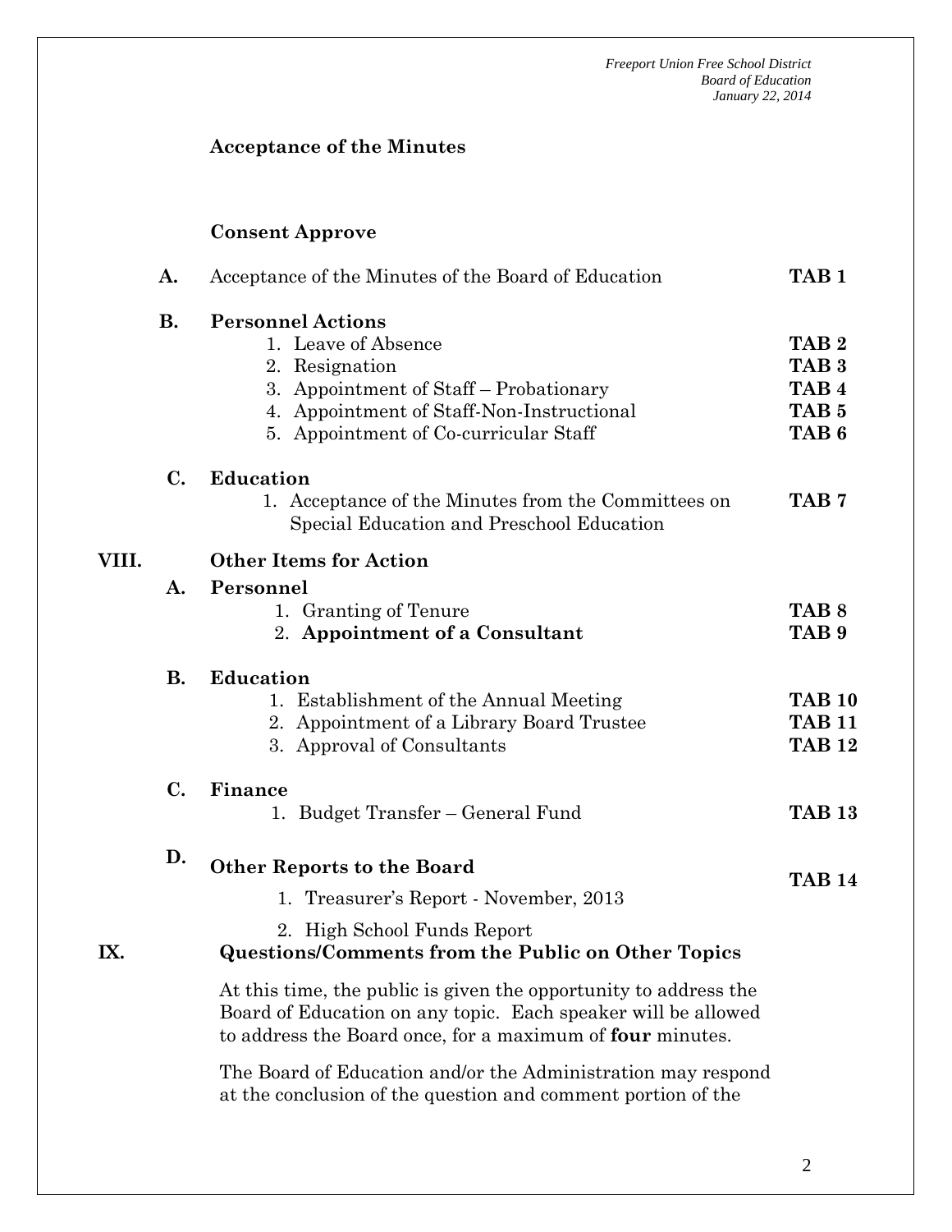**Acceptance of the Minutes**

**Consent Approve**

| | | |
|---|---|---|
| **A.** | Acceptance of the Minutes of the Board of Education | **TAB 1** |
| **B.** | **Personnel Actions** | |
| | 1. Leave of Absence | **TAB 2** |
| | 2. Resignation | **TAB 3** |
| | 3. Appointment of Staff – Probationary | **TAB 4** |
| | 4. Appointment of Staff-Non-Instructional | **TAB 5** |
| | 5. Appointment of Co-curricular Staff | **TAB 6** |
| **C.** | **Education** | |
| | 1. Acceptance of the Minutes from the Committees on Special Education and Preschool Education | **TAB 7** |

**VIII. Other Items for Action**

| | | |
|---|---|---|
| **A.** | **Personnel** | |
| | 1. Granting of Tenure | **TAB 8** |
| | 2. **Appointment of a Consultant** | **TAB 9** |
| **B.** | **Education** | |
| | 1. Establishment of the Annual Meeting | **TAB 10** |
| | 2. Appointment of a Library Board Trustee | **TAB 11** |
| | 3. Approval of Consultants | **TAB 12** |
| **C.** | **Finance** | |
| | 1. Budget Transfer – General Fund | **TAB 13** |
| **D.** | **Other Reports to the Board** | **TAB 14** |
| | 1. Treasurer's Report - November, 2013 | |
| | 2. High School Funds Report | |

**IX. Questions/Comments from the Public on Other Topics**

At this time, the public is given the opportunity to address the Board of Education on any topic. Each speaker will be allowed to address the Board once, for a maximum of **four** minutes.

The Board of Education and/or the Administration may respond at the conclusion of the question and comment portion of the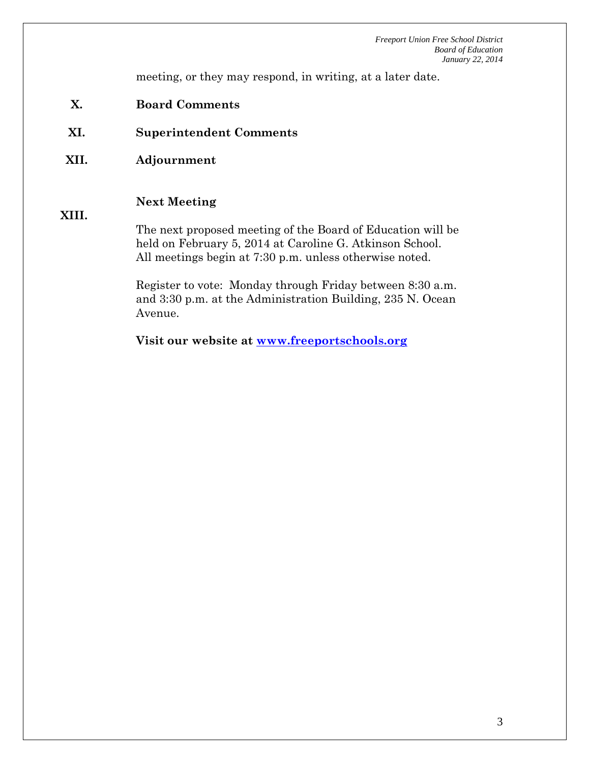meeting, or they may respond, in writing, at a later date.

**X. Board Comments**

**XI. Superintendent Comments**

**XII. Adjournment**

**XIII. Next Meeting**

The next proposed meeting of the Board of Education will be held on February 5, 2014 at Caroline G. Atkinson School. All meetings begin at 7:30 p.m. unless otherwise noted.

Register to vote: Monday through Friday between 8:30 a.m. and 3:30 p.m. at the Administration Building, 235 N. Ocean Avenue.

**Visit our website at [www.freeportschools.org](http://www.freeportschools.org)**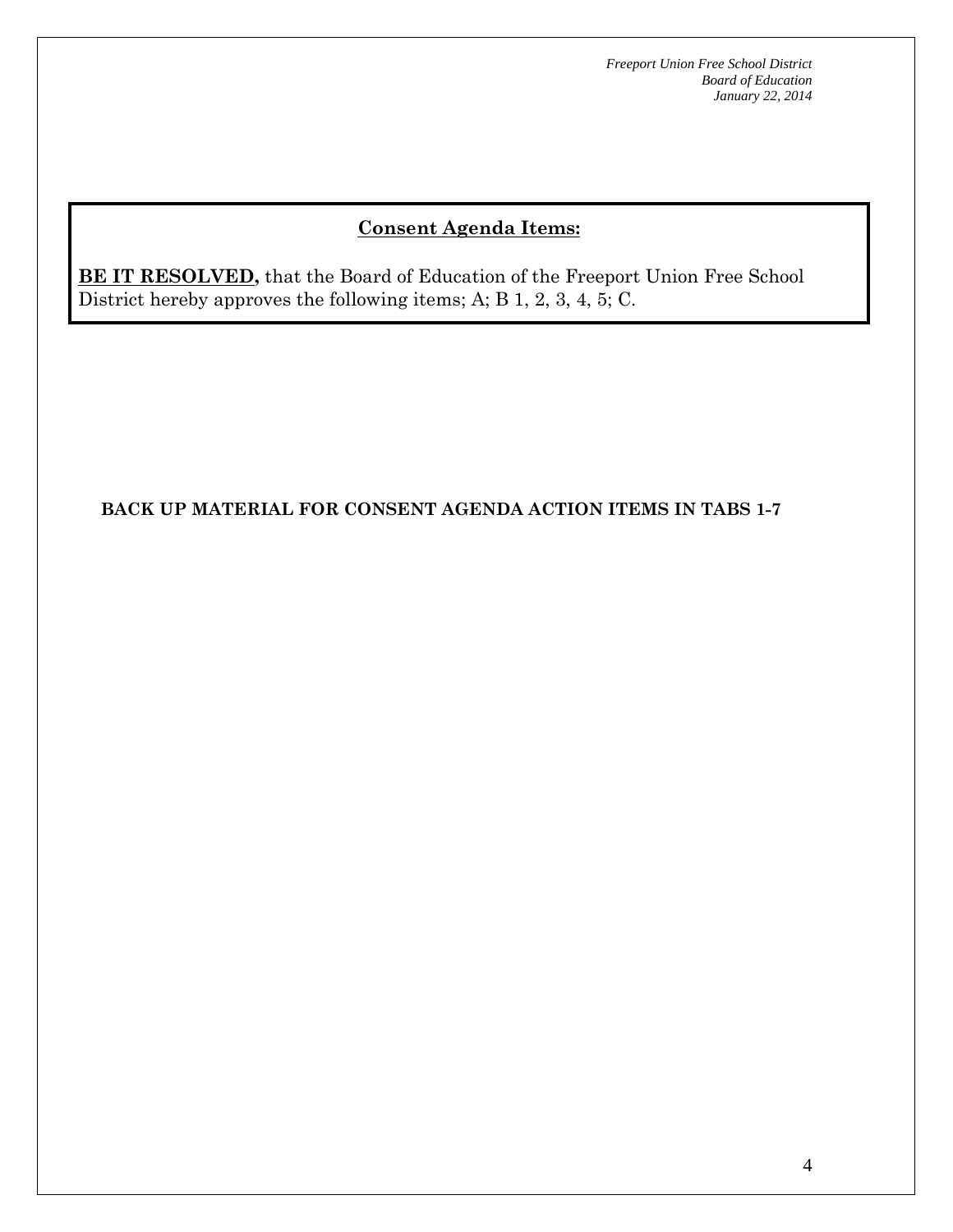## Consent Agenda Items:

**BE IT RESOLVED,** that the Board of Education of the Freeport Union Free School District hereby approves the following items; A; B 1, 2, 3, 4, 5; C.

**BACK UP MATERIAL FOR CONSENT AGENDA ACTION ITEMS IN TABS 1-7**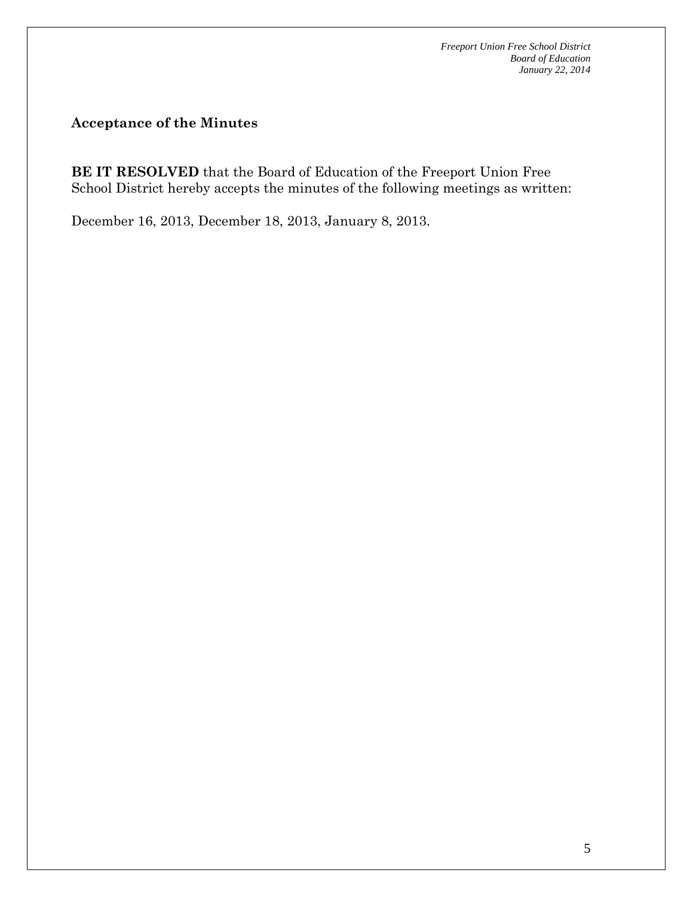**Acceptance of the Minutes**

**BE IT RESOLVED** that the Board of Education of the Freeport Union Free School District hereby accepts the minutes of the following meetings as written:

December 16, 2013, December 18, 2013, January 8, 2013.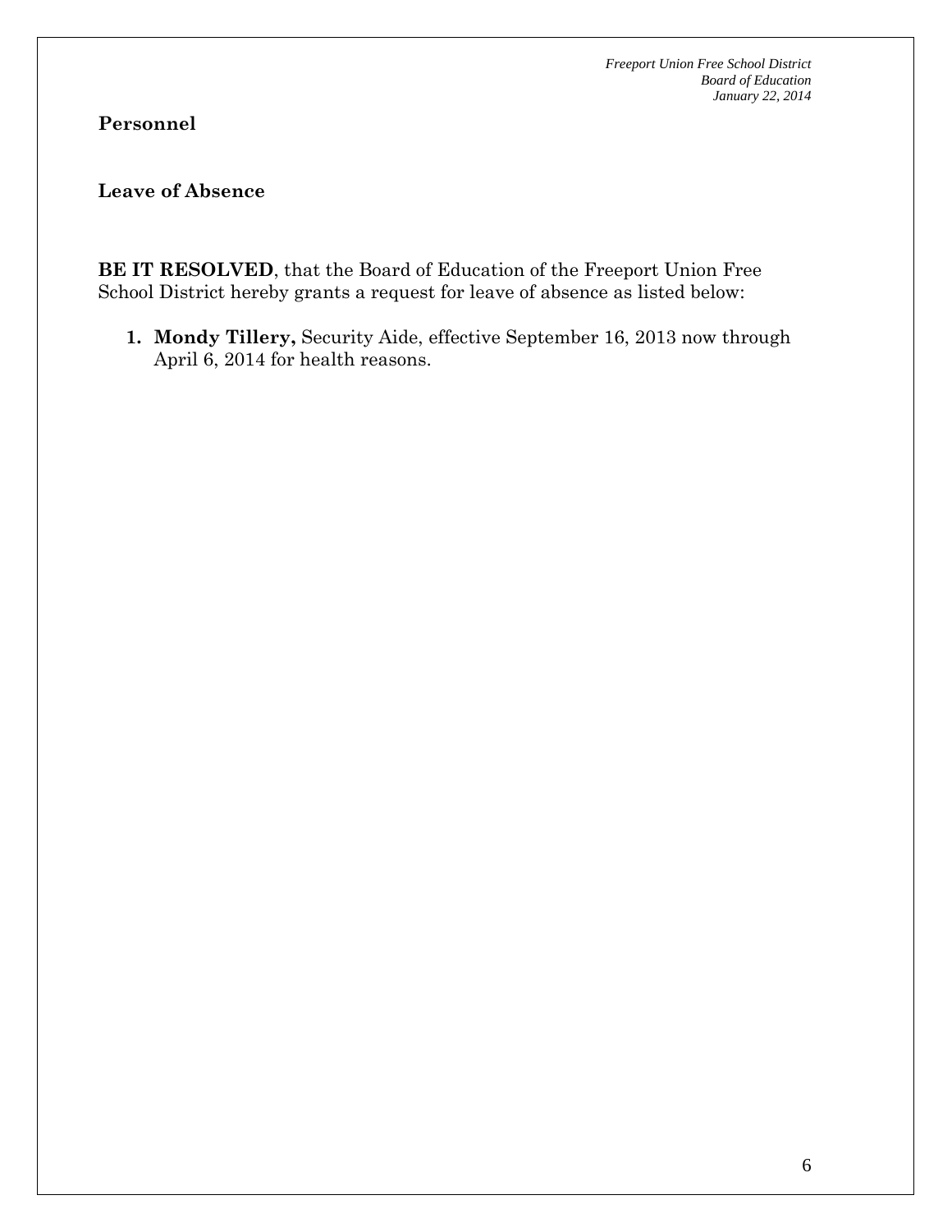## Personnel

### Leave of Absence

**BE IT RESOLVED**, that the Board of Education of the Freeport Union Free School District hereby grants a request for leave of absence as listed below:

1. **Mondy Tillery,** Security Aide, effective September 16, 2013 now through April 6, 2014 for health reasons.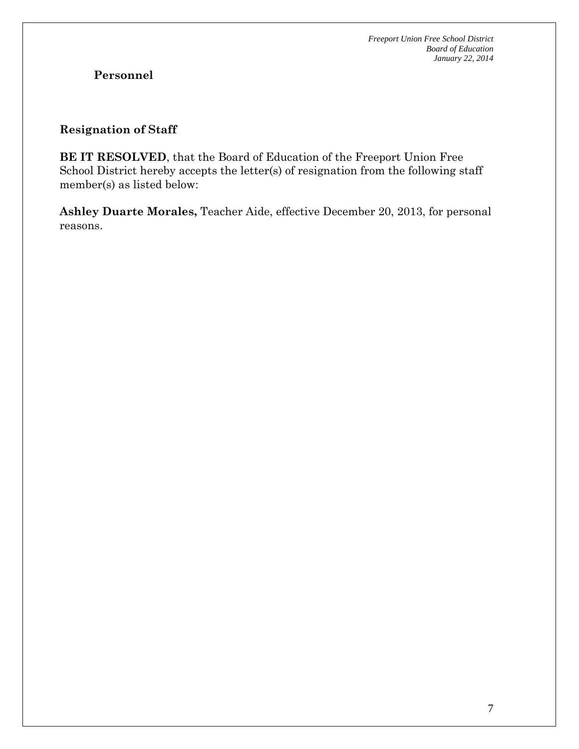## Personnel

### Resignation of Staff

**BE IT RESOLVED**, that the Board of Education of the Freeport Union Free School District hereby accepts the letter(s) of resignation from the following staff member(s) as listed below:

**Ashley Duarte Morales,** Teacher Aide, effective December 20, 2013, for personal reasons.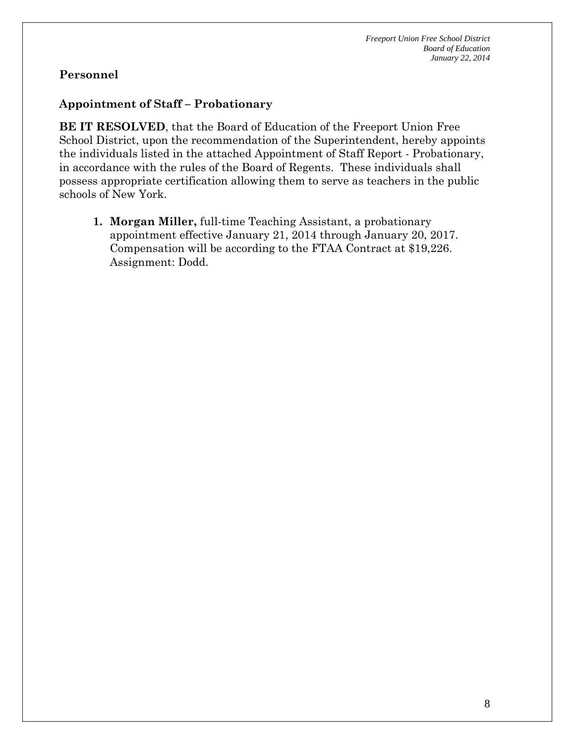## Personnel

### Appointment of Staff – Probationary

**BE IT RESOLVED**, that the Board of Education of the Freeport Union Free School District, upon the recommendation of the Superintendent, hereby appoints the individuals listed in the attached Appointment of Staff Report - Probationary, in accordance with the rules of the Board of Regents. These individuals shall possess appropriate certification allowing them to serve as teachers in the public schools of New York.

1. **Morgan Miller,** full-time Teaching Assistant, a probationary appointment effective January 21, 2014 through January 20, 2017. Compensation will be according to the FTAA Contract at $19,226. Assignment: Dodd.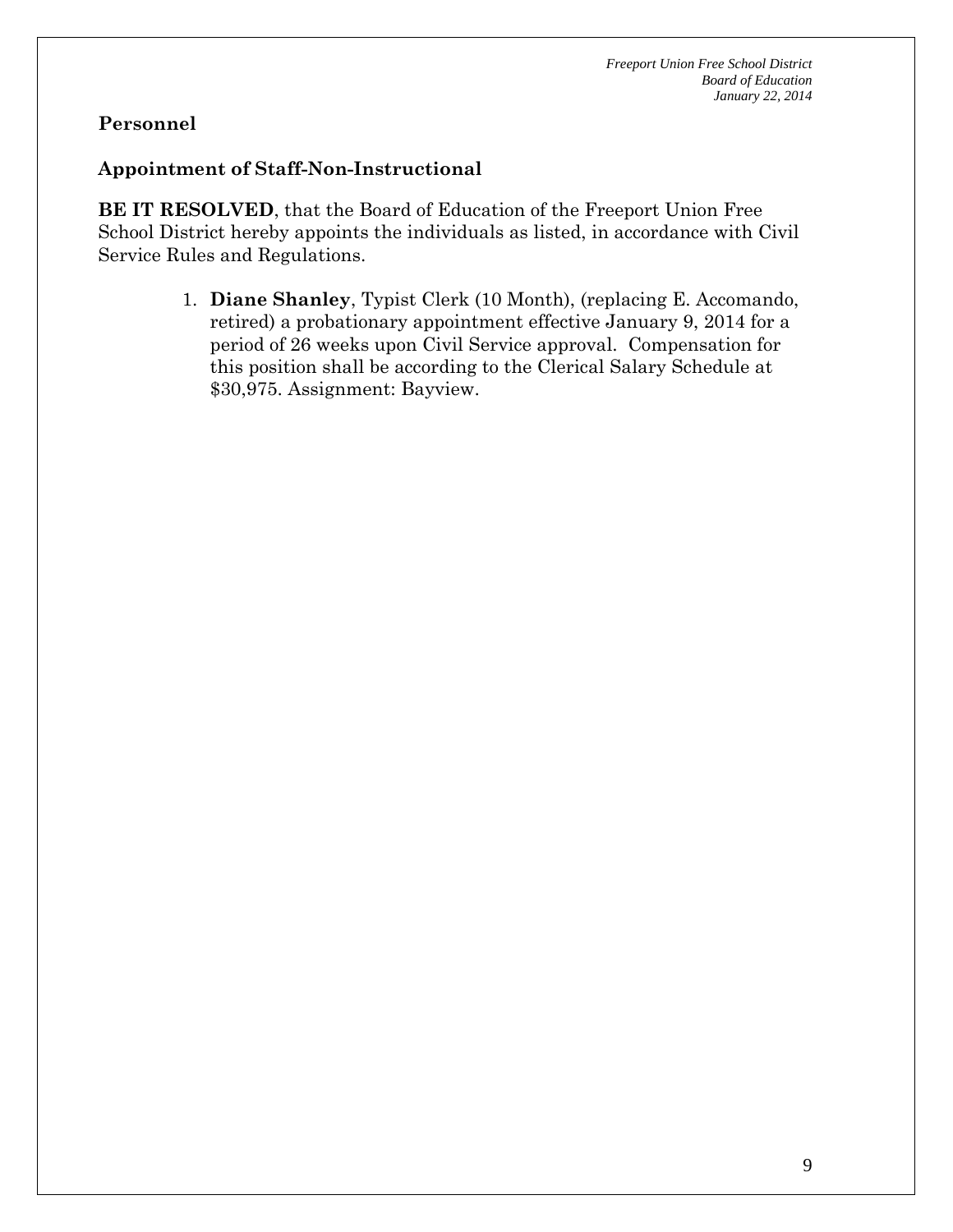## Personnel

### Appointment of Staff-Non-Instructional

**BE IT RESOLVED**, that the Board of Education of the Freeport Union Free School District hereby appoints the individuals as listed, in accordance with Civil Service Rules and Regulations.

1. **Diane Shanley**, Typist Clerk (10 Month), (replacing E. Accomando, retired) a probationary appointment effective January 9, 2014 for a period of 26 weeks upon Civil Service approval. Compensation for this position shall be according to the Clerical Salary Schedule at $30,975. Assignment: Bayview.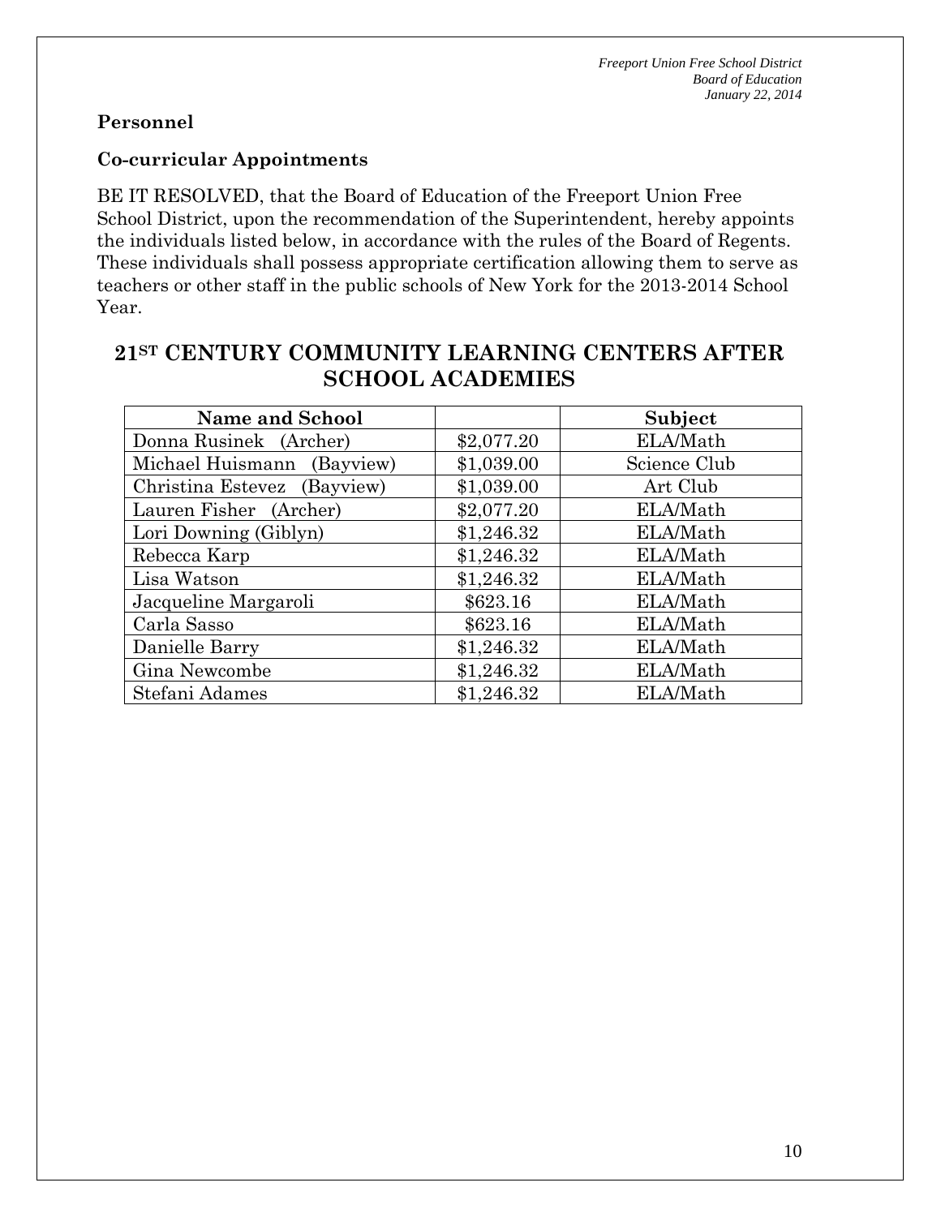**Personnel**

**Co-curricular Appointments**

BE IT RESOLVED, that the Board of Education of the Freeport Union Free School District, upon the recommendation of the Superintendent, hereby appoints the individuals listed below, in accordance with the rules of the Board of Regents. These individuals shall possess appropriate certification allowing them to serve as teachers or other staff in the public schools of New York for the 2013-2014 School Year.

## 21ST CENTURY COMMUNITY LEARNING CENTERS AFTER SCHOOL ACADEMIES

| Name and School | | Subject |
|---|---|---|
| Donna Rusinek (Archer) | $2,077.20 | ELA/Math |
| Michael Huismann (Bayview) | $1,039.00 | Science Club |
| Christina Estevez (Bayview) | $1,039.00 | Art Club |
| Lauren Fisher (Archer) | $2,077.20 | ELA/Math |
| Lori Downing (Giblyn) | $1,246.32 | ELA/Math |
| Rebecca Karp | $1,246.32 | ELA/Math |
| Lisa Watson | $1,246.32 | ELA/Math |
| Jacqueline Margaroli | $623.16 | ELA/Math |
| Carla Sasso | $623.16 | ELA/Math |
| Danielle Barry | $1,246.32 | ELA/Math |
| Gina Newcombe | $1,246.32 | ELA/Math |
| Stefani Adames | $1,246.32 | ELA/Math |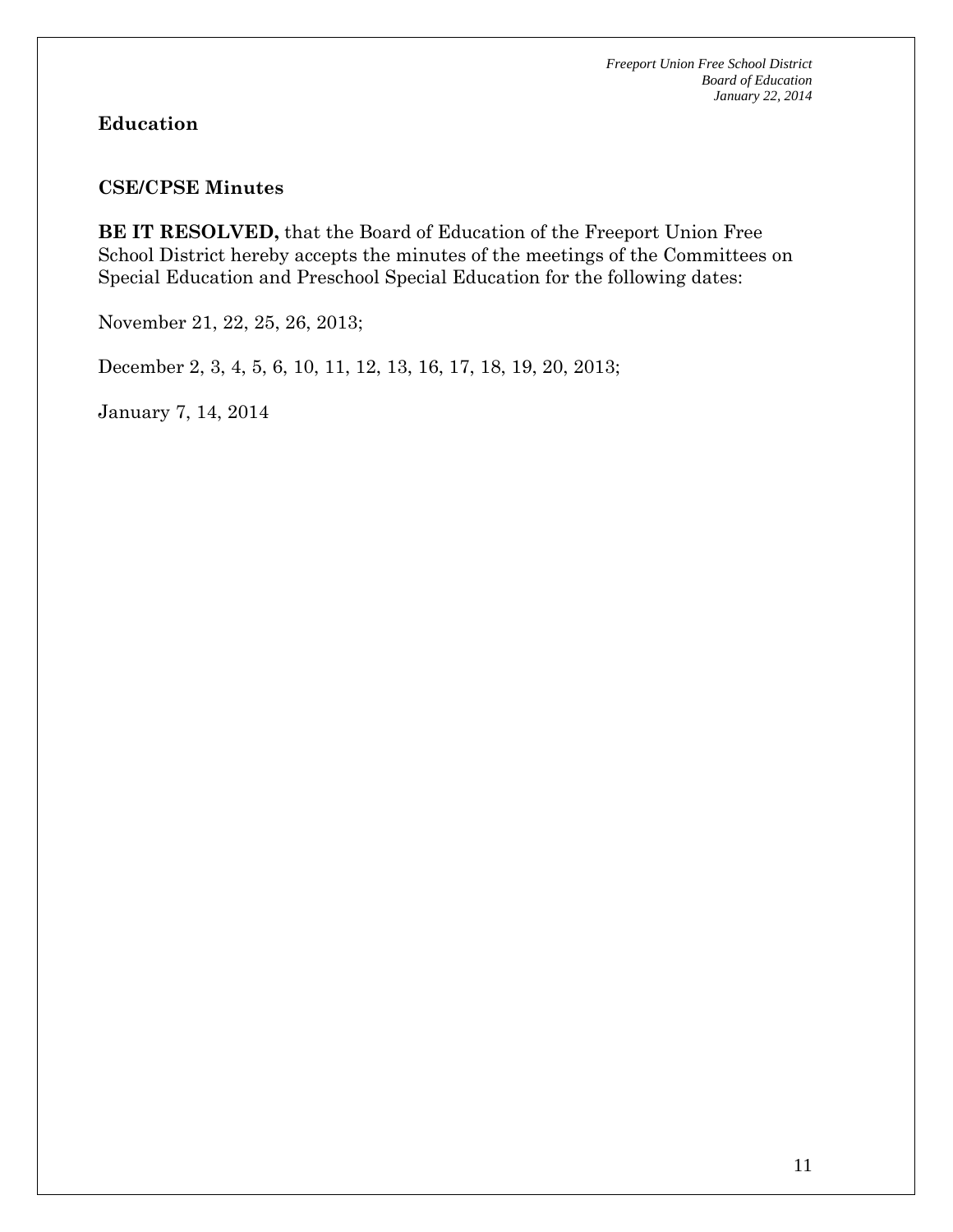## Education

### CSE/CPSE Minutes

**BE IT RESOLVED,** that the Board of Education of the Freeport Union Free School District hereby accepts the minutes of the meetings of the Committees on Special Education and Preschool Special Education for the following dates:

November 21, 22, 25, 26, 2013;

December 2, 3, 4, 5, 6, 10, 11, 12, 13, 16, 17, 18, 19, 20, 2013;

January 7, 14, 2014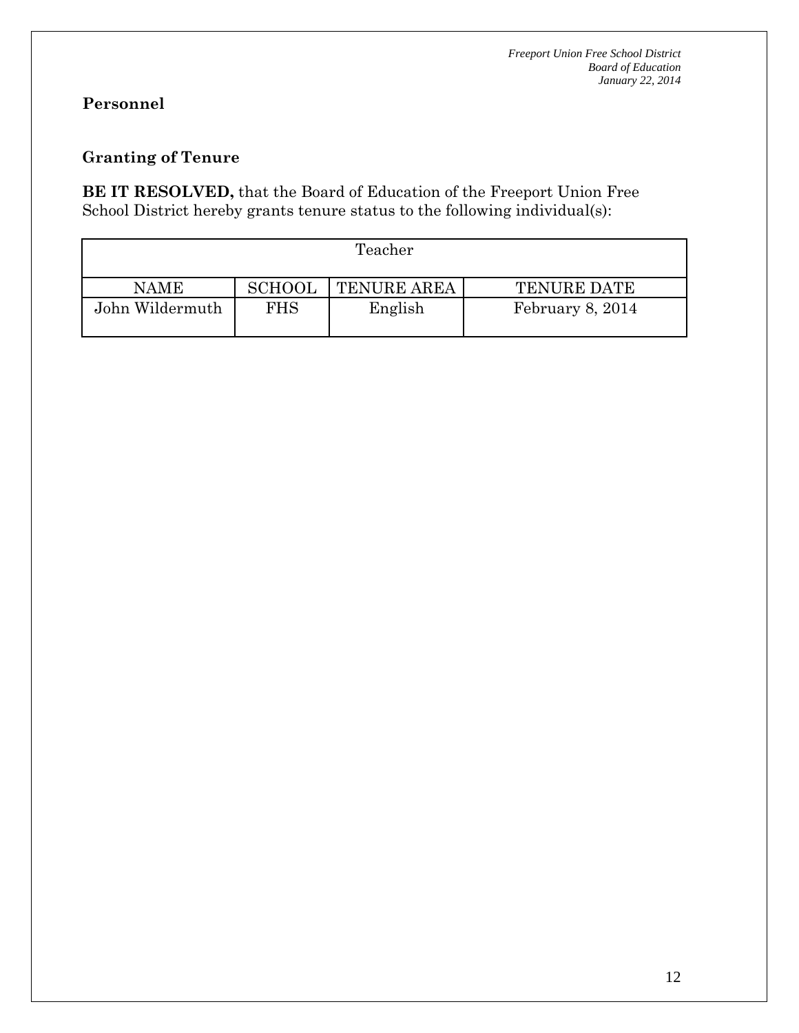## Personnel

### Granting of Tenure

**BE IT RESOLVED,** that the Board of Education of the Freeport Union Free School District hereby grants tenure status to the following individual(s):

| Teacher | | | |
|---|---|---|---|
| NAME | SCHOOL | TENURE AREA | TENURE DATE |
| John Wildermuth | FHS | English | February 8, 2014 |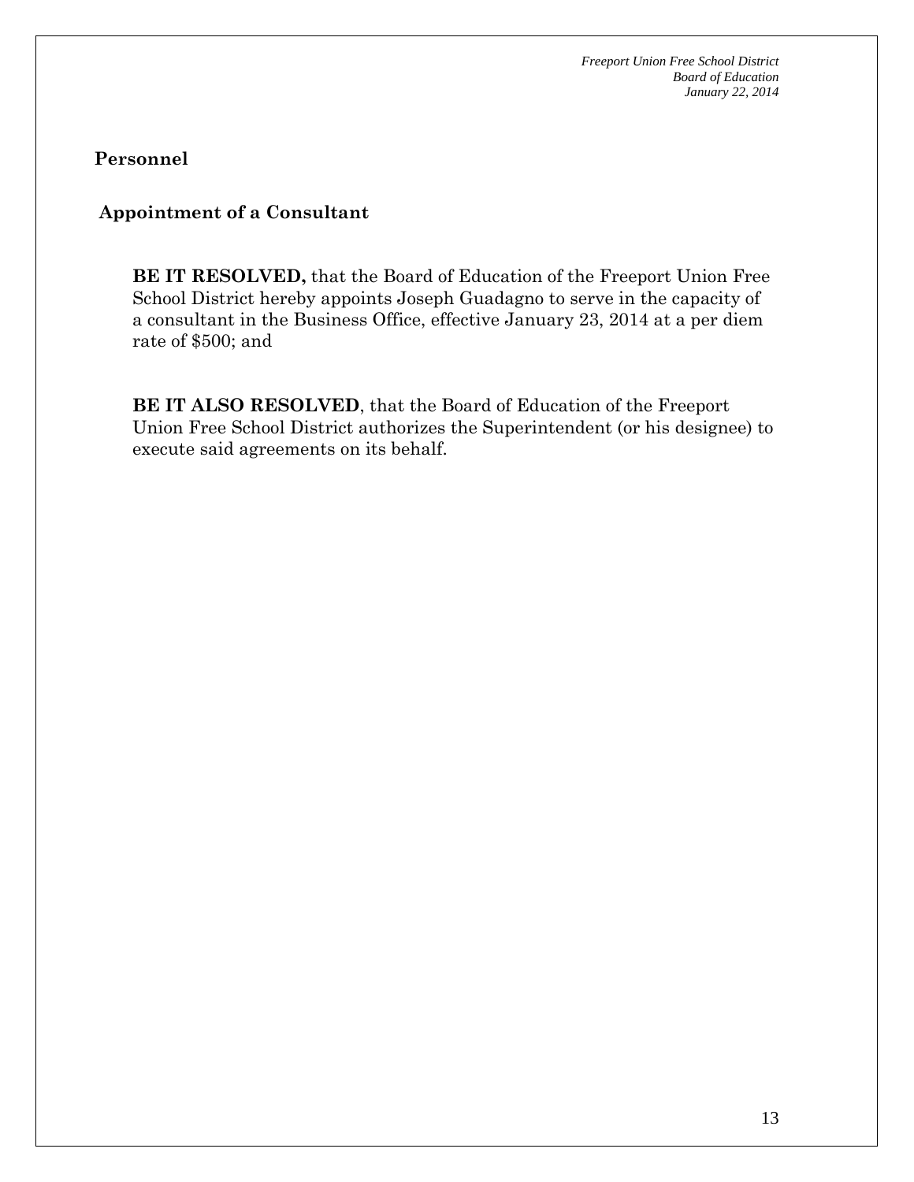## Personnel

### Appointment of a Consultant

**BE IT RESOLVED,** that the Board of Education of the Freeport Union Free School District hereby appoints Joseph Guadagno to serve in the capacity of a consultant in the Business Office, effective January 23, 2014 at a per diem rate of $500; and

**BE IT ALSO RESOLVED**, that the Board of Education of the Freeport Union Free School District authorizes the Superintendent (or his designee) to execute said agreements on its behalf.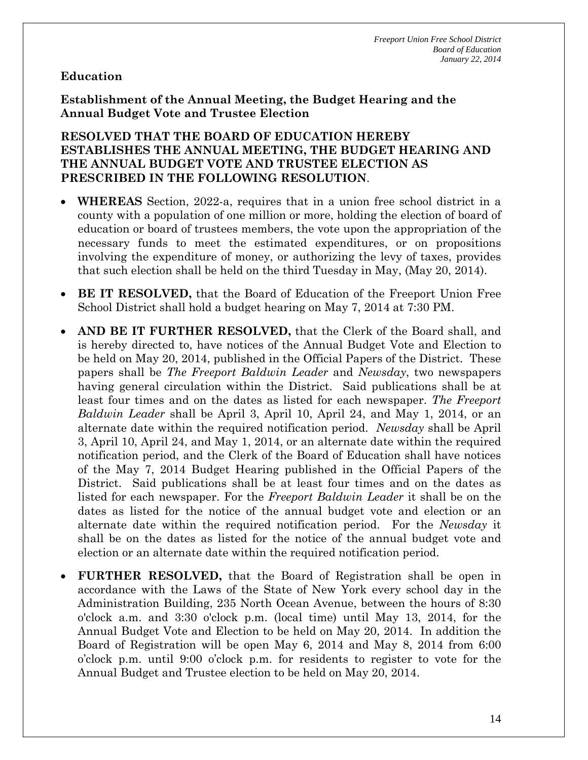**Education**

**Establishment of the Annual Meeting, the Budget Hearing and the Annual Budget Vote and Trustee Election**

**RESOLVED THAT THE BOARD OF EDUCATION HEREBY ESTABLISHES THE ANNUAL MEETING, THE BUDGET HEARING AND THE ANNUAL BUDGET VOTE AND TRUSTEE ELECTION AS PRESCRIBED IN THE FOLLOWING RESOLUTION**.

- **WHEREAS** Section, 2022-a, requires that in a union free school district in a county with a population of one million or more, holding the election of board of education or board of trustees members, the vote upon the appropriation of the necessary funds to meet the estimated expenditures, or on propositions involving the expenditure of money, or authorizing the levy of taxes, provides that such election shall be held on the third Tuesday in May, (May 20, 2014).
- **BE IT RESOLVED,** that the Board of Education of the Freeport Union Free School District shall hold a budget hearing on May 7, 2014 at 7:30 PM.
- **AND BE IT FURTHER RESOLVED,** that the Clerk of the Board shall, and is hereby directed to, have notices of the Annual Budget Vote and Election to be held on May 20, 2014, published in the Official Papers of the District. These papers shall be *The Freeport Baldwin Leader* and *Newsday*, two newspapers having general circulation within the District. Said publications shall be at least four times and on the dates as listed for each newspaper. *The Freeport Baldwin Leader* shall be April 3, April 10, April 24, and May 1, 2014, or an alternate date within the required notification period. *Newsday* shall be April 3, April 10, April 24, and May 1, 2014, or an alternate date within the required notification period, and the Clerk of the Board of Education shall have notices of the May 7, 2014 Budget Hearing published in the Official Papers of the District. Said publications shall be at least four times and on the dates as listed for each newspaper. For the *Freeport Baldwin Leader* it shall be on the dates as listed for the notice of the annual budget vote and election or an alternate date within the required notification period. For the *Newsday* it shall be on the dates as listed for the notice of the annual budget vote and election or an alternate date within the required notification period.
- **FURTHER RESOLVED,** that the Board of Registration shall be open in accordance with the Laws of the State of New York every school day in the Administration Building, 235 North Ocean Avenue, between the hours of 8:30 o'clock a.m. and 3:30 o'clock p.m. (local time) until May 13, 2014, for the Annual Budget Vote and Election to be held on May 20, 2014. In addition the Board of Registration will be open May 6, 2014 and May 8, 2014 from 6:00 o'clock p.m. until 9:00 o'clock p.m. for residents to register to vote for the Annual Budget and Trustee election to be held on May 20, 2014.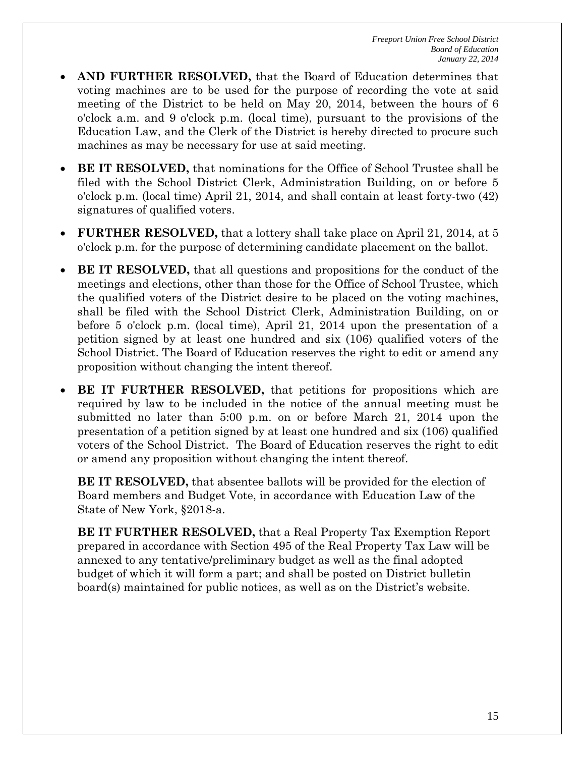- **AND FURTHER RESOLVED,** that the Board of Education determines that voting machines are to be used for the purpose of recording the vote at said meeting of the District to be held on May 20, 2014, between the hours of 6 o'clock a.m. and 9 o'clock p.m. (local time), pursuant to the provisions of the Education Law, and the Clerk of the District is hereby directed to procure such machines as may be necessary for use at said meeting.

- **BE IT RESOLVED,** that nominations for the Office of School Trustee shall be filed with the School District Clerk, Administration Building, on or before 5 o'clock p.m. (local time) April 21, 2014, and shall contain at least forty-two (42) signatures of qualified voters.

- **FURTHER RESOLVED,** that a lottery shall take place on April 21, 2014, at 5 o'clock p.m. for the purpose of determining candidate placement on the ballot.

- **BE IT RESOLVED,** that all questions and propositions for the conduct of the meetings and elections, other than those for the Office of School Trustee, which the qualified voters of the District desire to be placed on the voting machines, shall be filed with the School District Clerk, Administration Building, on or before 5 o'clock p.m. (local time), April 21, 2014 upon the presentation of a petition signed by at least one hundred and six (106) qualified voters of the School District. The Board of Education reserves the right to edit or amend any proposition without changing the intent thereof.

- **BE IT FURTHER RESOLVED,** that petitions for propositions which are required by law to be included in the notice of the annual meeting must be submitted no later than 5:00 p.m. on or before March 21, 2014 upon the presentation of a petition signed by at least one hundred and six (106) qualified voters of the School District. The Board of Education reserves the right to edit or amend any proposition without changing the intent thereof.

  **BE IT RESOLVED,** that absentee ballots will be provided for the election of Board members and Budget Vote, in accordance with Education Law of the State of New York, §2018-a.

  **BE IT FURTHER RESOLVED,** that a Real Property Tax Exemption Report prepared in accordance with Section 495 of the Real Property Tax Law will be annexed to any tentative/preliminary budget as well as the final adopted budget of which it will form a part; and shall be posted on District bulletin board(s) maintained for public notices, as well as on the District's website.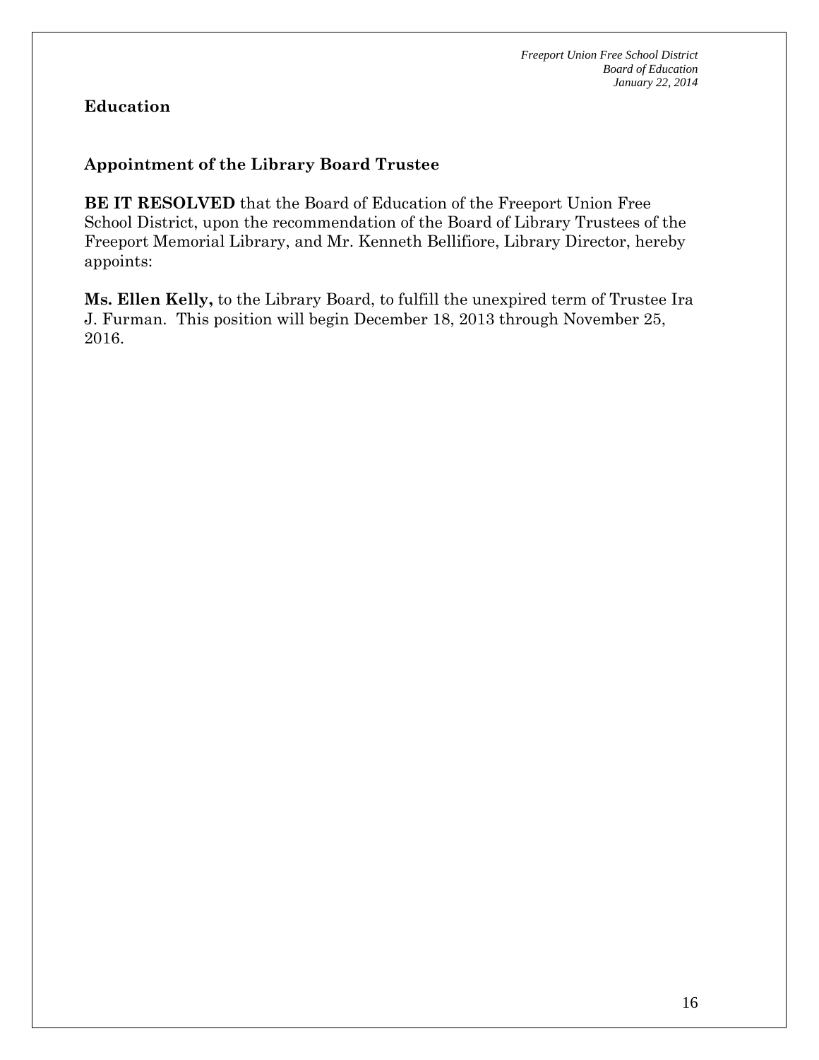## Education

### Appointment of the Library Board Trustee

**BE IT RESOLVED** that the Board of Education of the Freeport Union Free School District, upon the recommendation of the Board of Library Trustees of the Freeport Memorial Library, and Mr. Kenneth Bellifiore, Library Director, hereby appoints:

**Ms. Ellen Kelly,** to the Library Board, to fulfill the unexpired term of Trustee Ira J. Furman. This position will begin December 18, 2013 through November 25, 2016.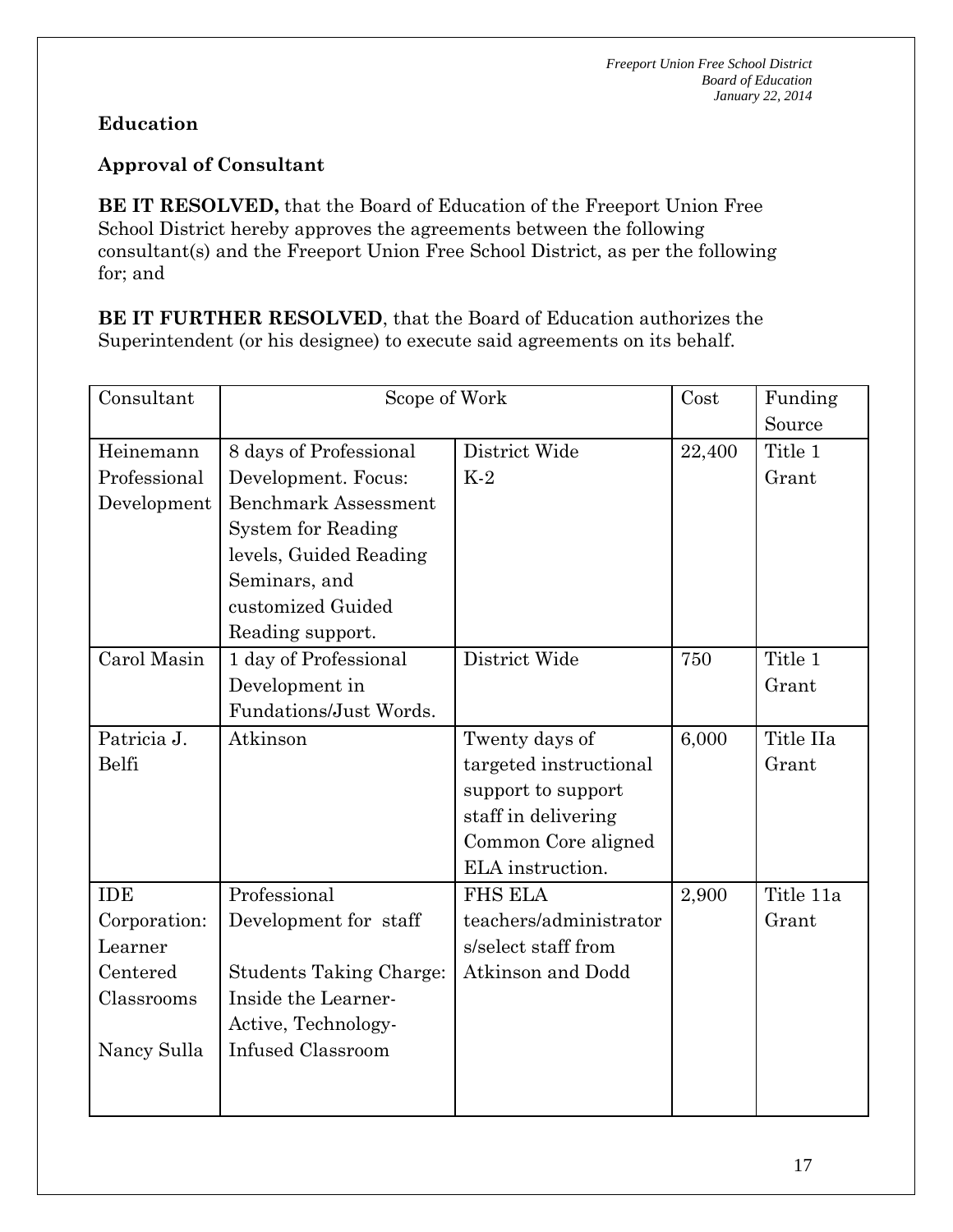**Education**

**Approval of Consultant**

**BE IT RESOLVED,** that the Board of Education of the Freeport Union Free School District hereby approves the agreements between the following consultant(s) and the Freeport Union Free School District, as per the following for; and

**BE IT FURTHER RESOLVED**, that the Board of Education authorizes the Superintendent (or his designee) to execute said agreements on its behalf.

| Consultant | Scope of Work | | Cost | Funding Source |
|---|---|---|---|---|
| Heinemann Professional Development | 8 days of Professional Development. Focus: Benchmark Assessment System for Reading levels, Guided Reading Seminars, and customized Guided Reading support. | District Wide K-2 | 22,400 | Title 1 Grant |
| Carol Masin | 1 day of Professional Development in Fundations/Just Words. | District Wide | 750 | Title 1 Grant |
| Patricia J. Belfi | Atkinson | Twenty days of targeted instructional support to support staff in delivering Common Core aligned ELA instruction. | 6,000 | Title IIa Grant |
| IDE Corporation: Learner Centered Classrooms<br><br>Nancy Sulla | Professional Development for staff<br><br>Students Taking Charge: Inside the Learner-Active, Technology-Infused Classroom | FHS ELA teachers/administrators/select staff from Atkinson and Dodd | 2,900 | Title 11a Grant |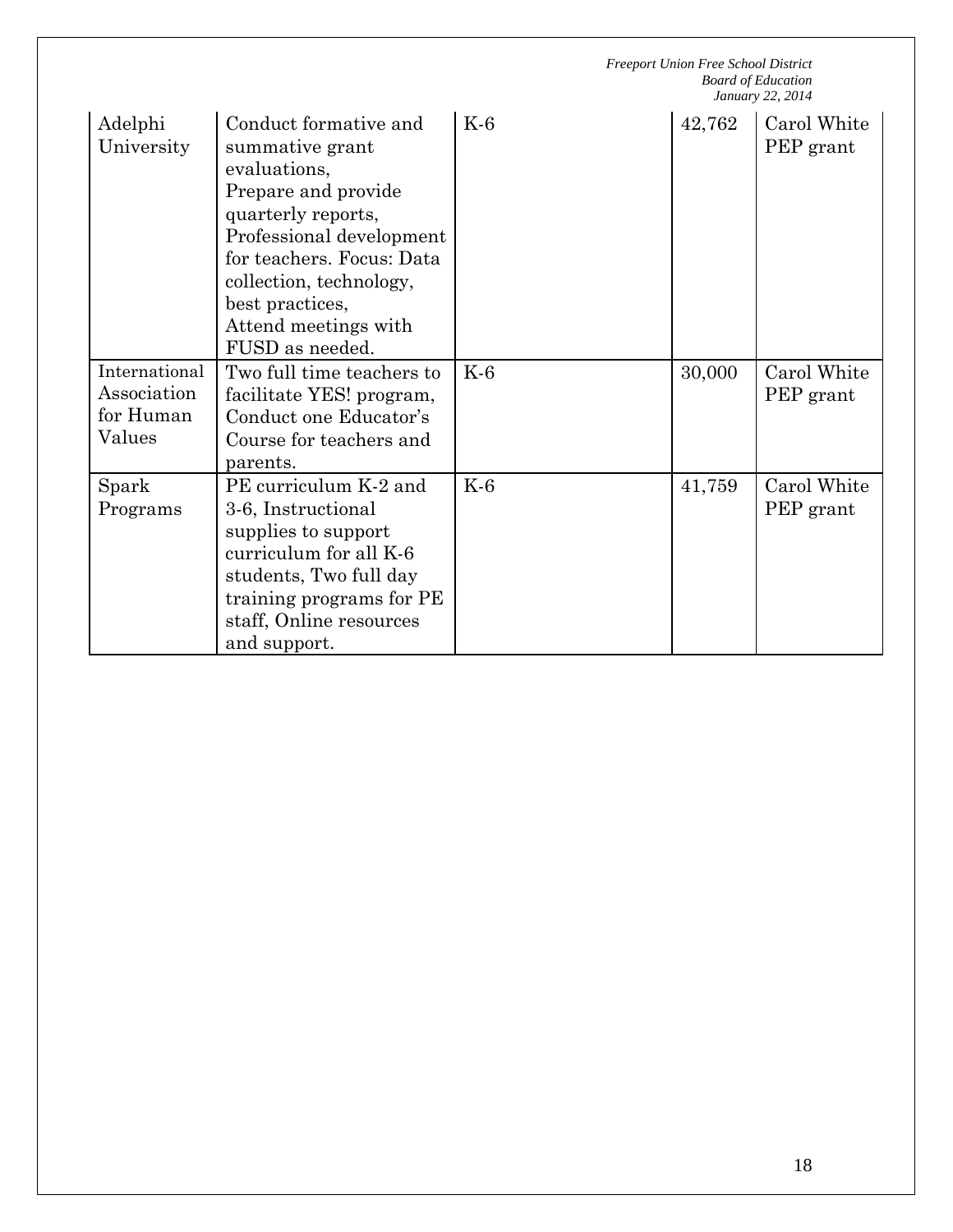| | | | | |
|---|---|---|---|---|
| Adelphi University | Conduct formative and summative grant evaluations, Prepare and provide quarterly reports, Professional development for teachers. Focus: Data collection, technology, best practices, Attend meetings with FUSD as needed. | K-6 | 42,762 | Carol White PEP grant |
| International Association for Human Values | Two full time teachers to facilitate YES! program, Conduct one Educator's Course for teachers and parents. | K-6 | 30,000 | Carol White PEP grant |
| Spark Programs | PE curriculum K-2 and 3-6, Instructional supplies to support curriculum for all K-6 students, Two full day training programs for PE staff, Online resources and support. | K-6 | 41,759 | Carol White PEP grant |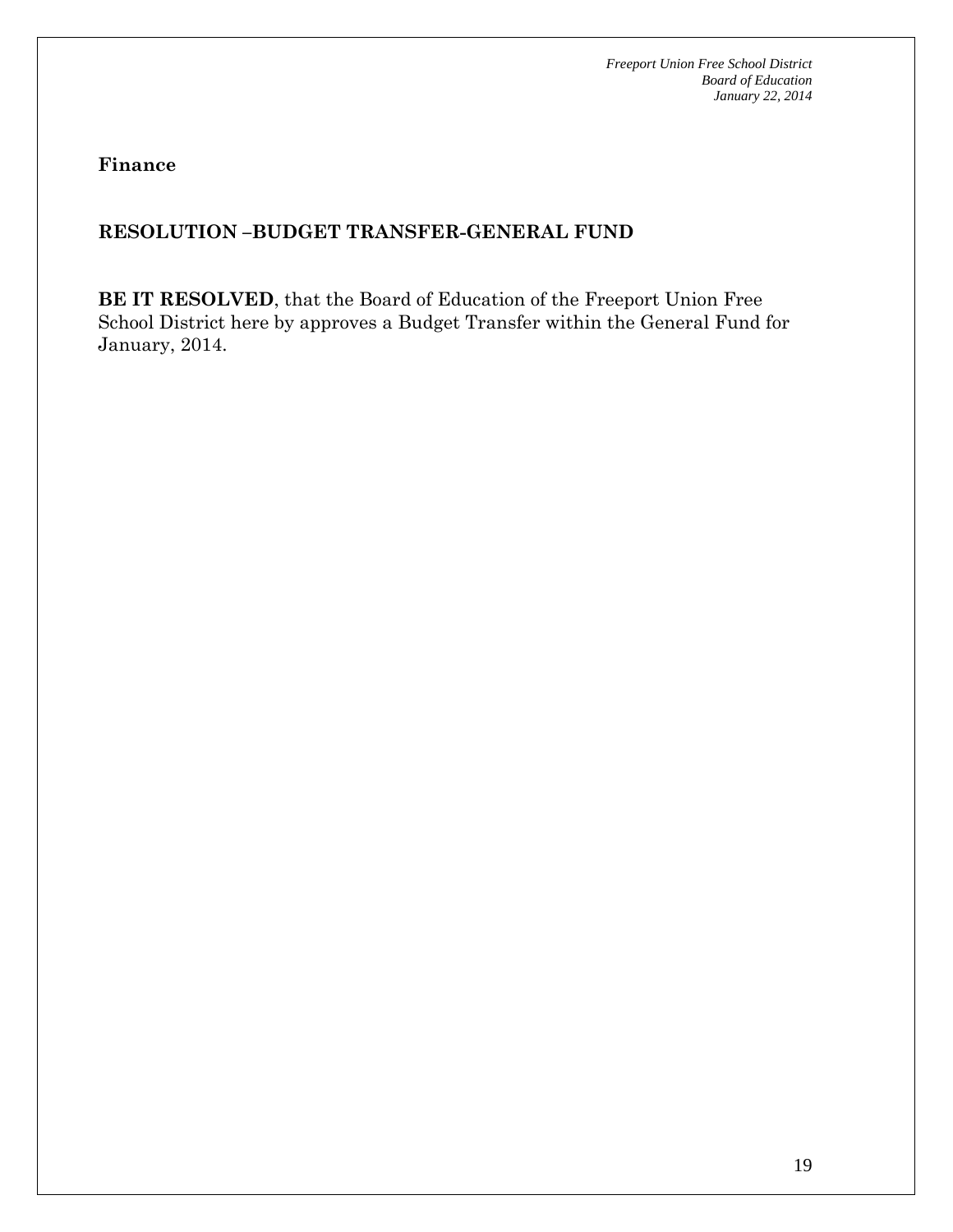**Finance**

**RESOLUTION –BUDGET TRANSFER-GENERAL FUND**

**BE IT RESOLVED**, that the Board of Education of the Freeport Union Free School District here by approves a Budget Transfer within the General Fund for January, 2014.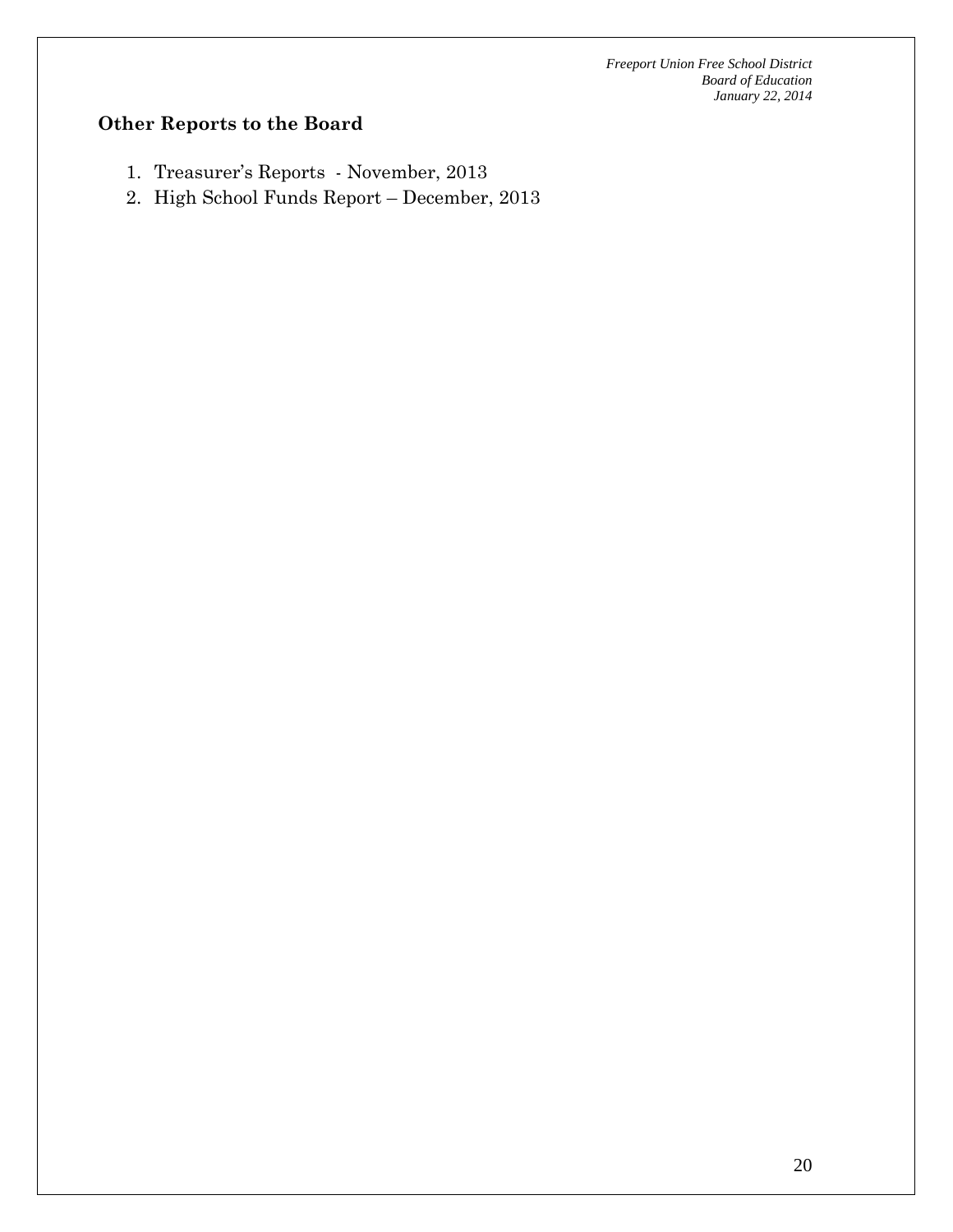## Other Reports to the Board

1. Treasurer's Reports - November, 2013
2. High School Funds Report – December, 2013